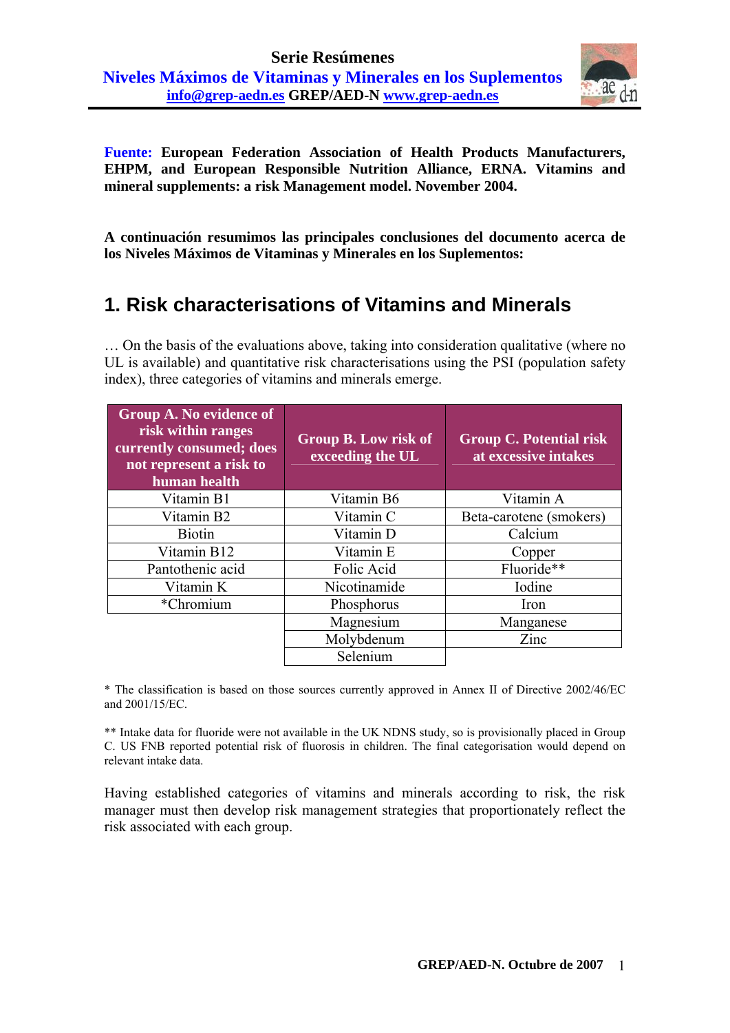# Serie Resúmenes

## Niveles Máximos de Vitaminas y Minerales en los Suplementos

**info@grep-aedn.es GREP/AED-N www.grep-aedn.es**

**Fuente: European Federation Association of Health Products Manufacturers, EHPM, and European Responsible Nutrition Alliance, ERNA. Vitamins and mineral supplements: a risk Management model. November 2004.**

**A continuación resumimos las principales conclusiones del documento acerca de los Niveles Máximos de Vitaminas y Minerales en los Suplementos:**

## 1. Risk characterisations of Vitamins and Minerals

… On the basis of the evaluations above, taking into consideration qualitative (where no UL is available) and quantitative risk characterisations using the PSI (population safety index), three categories of vitamins and minerals emerge.

| Group A. No evidence of risk within ranges currently consumed; does not represent a risk to human health | Group B. Low risk of exceeding the UL | Group C. Potential risk at excessive intakes |
|---|---|---|
| Vitamin B1 | Vitamin B6 | Vitamin A |
| Vitamin B2 | Vitamin C | Beta-carotene (smokers) |
| Biotin | Vitamin D | Calcium |
| Vitamin B12 | Vitamin E | Copper |
| Pantothenic acid | Folic Acid | Fluoride** |
| Vitamin K | Nicotinamide | Iodine |
| *Chromium | Phosphorus | Iron |
| | Magnesium | Manganese |
| | Molybdenum | Zinc |
| | Selenium | |

* The classification is based on those sources currently approved in Annex II of Directive 2002/46/EC and 2001/15/EC.

** Intake data for fluoride were not available in the UK NDNS study, so is provisionally placed in Group C. US FNB reported potential risk of fluorosis in children. The final categorisation would depend on relevant intake data.

Having established categories of vitamins and minerals according to risk, the risk manager must then develop risk management strategies that proportionately reflect the risk associated with each group.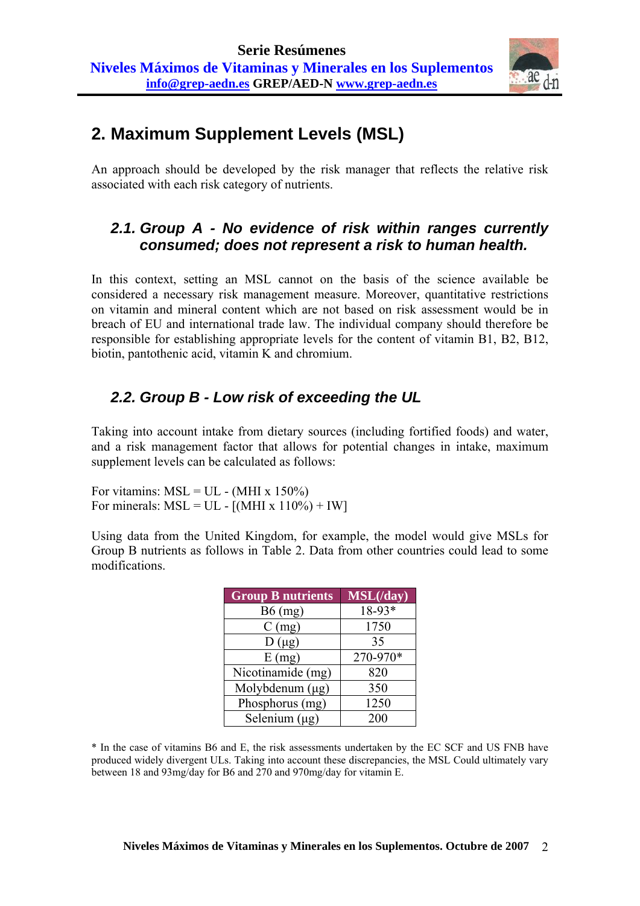## 2. Maximum Supplement Levels (MSL)

An approach should be developed by the risk manager that reflects the relative risk associated with each risk category of nutrients.

### *2.1. Group A - No evidence of risk within ranges currently consumed; does not represent a risk to human health.*

In this context, setting an MSL cannot on the basis of the science available be considered a necessary risk management measure. Moreover, quantitative restrictions on vitamin and mineral content which are not based on risk assessment would be in breach of EU and international trade law. The individual company should therefore be responsible for establishing appropriate levels for the content of vitamin B1, B2, B12, biotin, pantothenic acid, vitamin K and chromium.

### *2.2. Group B - Low risk of exceeding the UL*

Taking into account intake from dietary sources (including fortified foods) and water, and a risk management factor that allows for potential changes in intake, maximum supplement levels can be calculated as follows:

For vitamins: MSL = UL - (MHI x 150%)
For minerals: MSL = UL - [(MHI x 110%) + IW]

Using data from the United Kingdom, for example, the model would give MSLs for Group B nutrients as follows in Table 2. Data from other countries could lead to some modifications.

| Group B nutrients | MSL(/day) |
|---|---|
| B6 (mg) | 18-93* |
| C (mg) | 1750 |
| D (μg) | 35 |
| E (mg) | 270-970* |
| Nicotinamide (mg) | 820 |
| Molybdenum (μg) | 350 |
| Phosphorus (mg) | 1250 |
| Selenium (μg) | 200 |

* In the case of vitamins B6 and E, the risk assessments undertaken by the EC SCF and US FNB have produced widely divergent ULs. Taking into account these discrepancies, the MSL Could ultimately vary between 18 and 93mg/day for B6 and 270 and 970mg/day for vitamin E.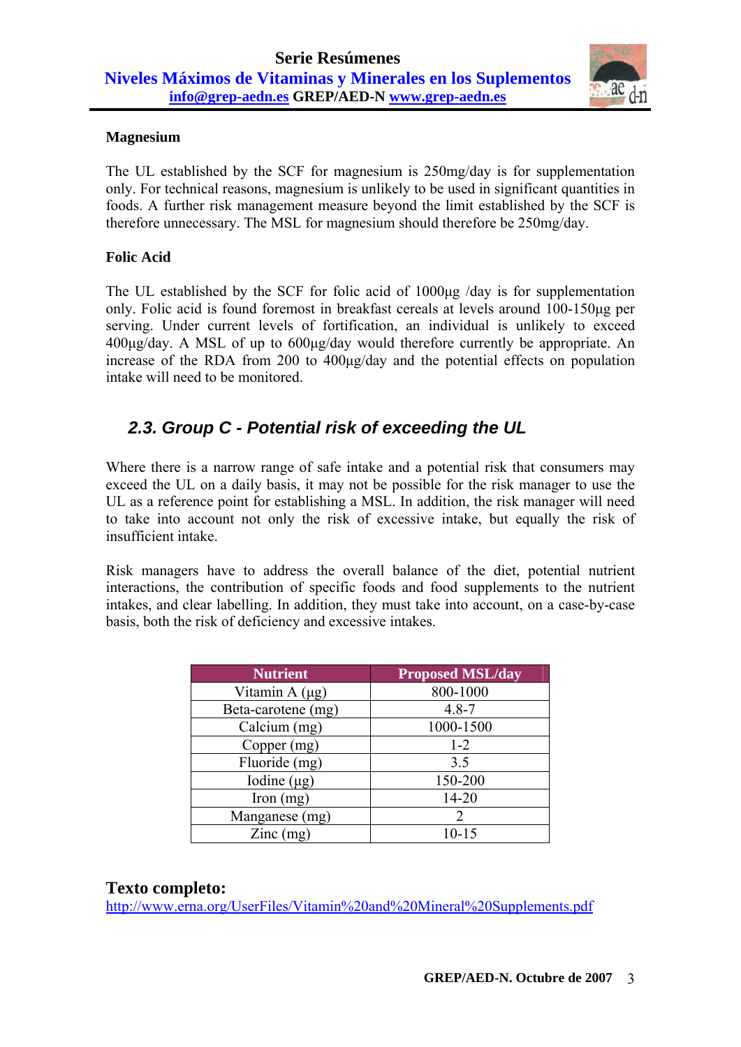### Magnesium

The UL established by the SCF for magnesium is 250mg/day is for supplementation only. For technical reasons, magnesium is unlikely to be used in significant quantities in foods. A further risk management measure beyond the limit established by the SCF is therefore unnecessary. The MSL for magnesium should therefore be 250mg/day.

### Folic Acid

The UL established by the SCF for folic acid of 1000µg /day is for supplementation only. Folic acid is found foremost in breakfast cereals at levels around 100-150µg per serving. Under current levels of fortification, an individual is unlikely to exceed 400µg/day. A MSL of up to 600µg/day would therefore currently be appropriate. An increase of the RDA from 200 to 400µg/day and the potential effects on population intake will need to be monitored.

## *2.3. Group C - Potential risk of exceeding the UL*

Where there is a narrow range of safe intake and a potential risk that consumers may exceed the UL on a daily basis, it may not be possible for the risk manager to use the UL as a reference point for establishing a MSL. In addition, the risk manager will need to take into account not only the risk of excessive intake, but equally the risk of insufficient intake.

Risk managers have to address the overall balance of the diet, potential nutrient interactions, the contribution of specific foods and food supplements to the nutrient intakes, and clear labelling. In addition, they must take into account, on a case-by-case basis, both the risk of deficiency and excessive intakes.

| Nutrient | Proposed MSL/day |
|---|---|
| Vitamin A (µg) | 800-1000 |
| Beta-carotene (mg) | 4.8-7 |
| Calcium (mg) | 1000-1500 |
| Copper (mg) | 1-2 |
| Fluoride (mg) | 3.5 |
| Iodine (µg) | 150-200 |
| Iron (mg) | 14-20 |
| Manganese (mg) | 2 |
| Zinc (mg) | 10-15 |

## Texto completo:

http://www.erna.org/UserFiles/Vitamin%20and%20Mineral%20Supplements.pdf